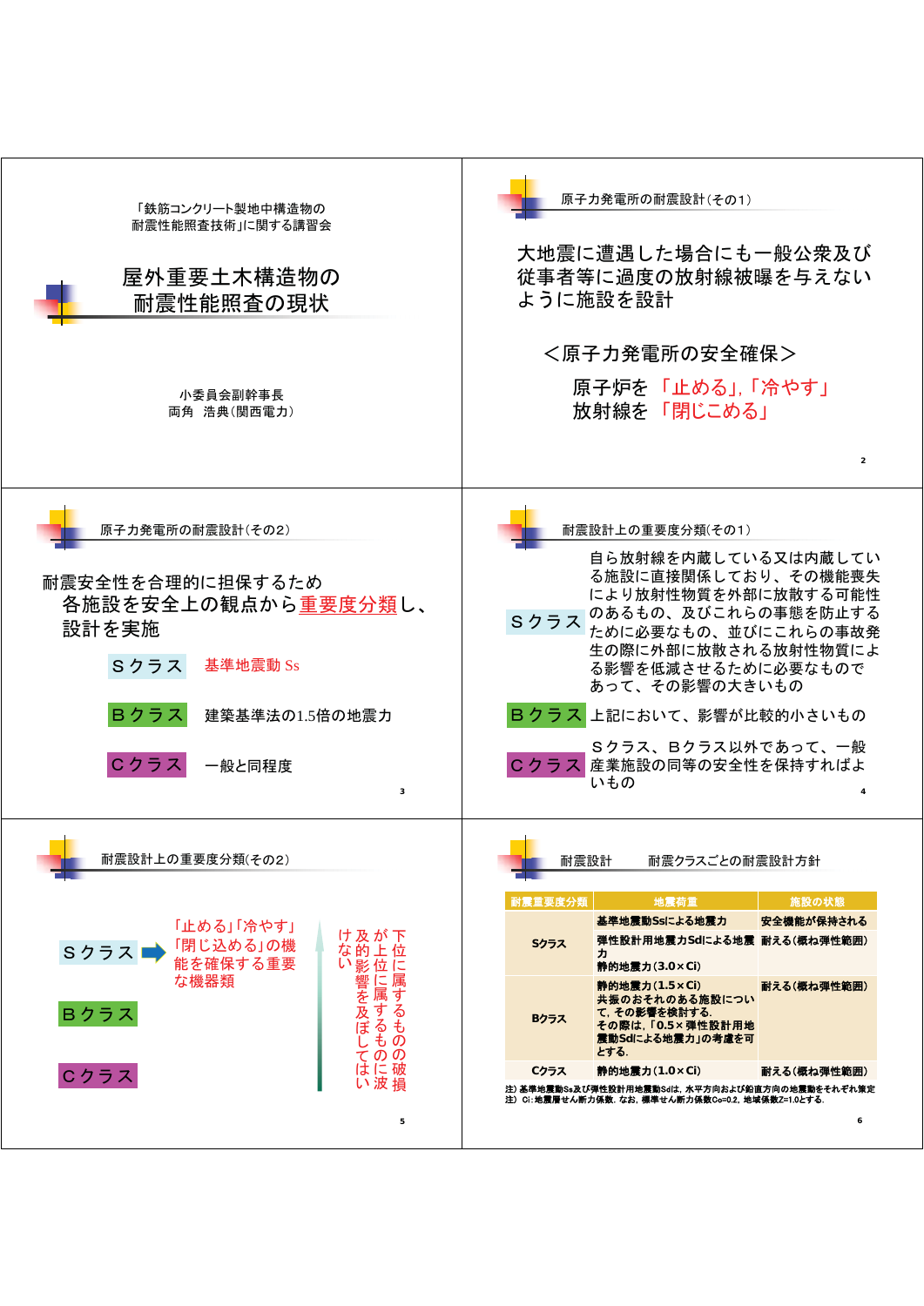「鉄筋コンクリート製地中構造物の
耐震性能照査技術」に関する講習会

# 屋外重要土木構造物の耐震性能照査の現状

小委員会副幹事長
両角　浩典（関西電力）

## 原子力発電所の耐震設計（その1）

大地震に遭遇した場合にも一般公衆及び従事者等に過度の放射線被曝を与えないように施設を設計

＜原子力発電所の安全確保＞

原子炉を「止める」,「冷やす」
放射線を「閉じこめる」

## 原子力発電所の耐震設計（その2）

耐震安全性を合理的に担保するため
各施設を安全上の観点から重要度分類し、設計を実施

| | |
|---|---|
| Ｓクラス | 基準地震動 Ss |
| Ｂクラス | 建築基準法の1.5倍の地震力 |
| Ｃクラス | 一般と同程度 |

## 耐震設計上の重要度分類（その1）

| | |
|---|---|
| Ｓクラス | 自ら放射線を内蔵している又は内蔵している施設に直接関係しており、その機能喪失により放射性物質を外部に放散する可能性のあるもの、及びこれらの事態を防止するために必要なもの、並びにこれらの事故発生の際に外部に放散される放射性物質による影響を低減させるために必要なものであって、その影響の大きいもの |
| Ｂクラス | 上記において、影響が比較的小さいもの |
| Ｃクラス | Ｓクラス、Ｂクラス以外であって、一般産業施設の同等の安全性を保持すればよいもの |

## 耐震設計上の重要度分類(その2)

Ｓクラス → 「止める」「冷やす」「閉じ込める」の機能を確保する重要な機器類

Ｂクラス

Ｃクラス

下位に属するものの破損が上位に属するものに波及的影響を及ぼしてはいけない

## 耐震設計　耐震クラスごとの耐震設計方針

| 耐震重要度分類 | 地震荷重 | 施設の状態 |
|---|---|---|
| Sクラス | 基準地震動Ssによる地震力 | 安全機能が保持される |
| | 弾性設計用地震力Sdによる地震力<br>静的地震力（3.0×Ci） | 耐える（概ね弾性範囲） |
| Bクラス | 静的地震力（1.5×Ci）<br>共振のおそれのある施設について，その影響を検討する．<br>その際は，「0.5×弾性設計用地震動Sdによる地震力」の考慮を可とする． | 耐える（概ね弾性範囲） |
| Cクラス | 静的地震力（1.0×Ci） | 耐える（概ね弾性範囲） |

注）基準地震動Ss及び弾性設計用地震動Sdは，水平方向および鉛直方向の地震動をそれぞれ策定
注）Ci：地震層せん断力係数．なお，標準せん断力係数Co=0.2，地域係数Z=1.0とする．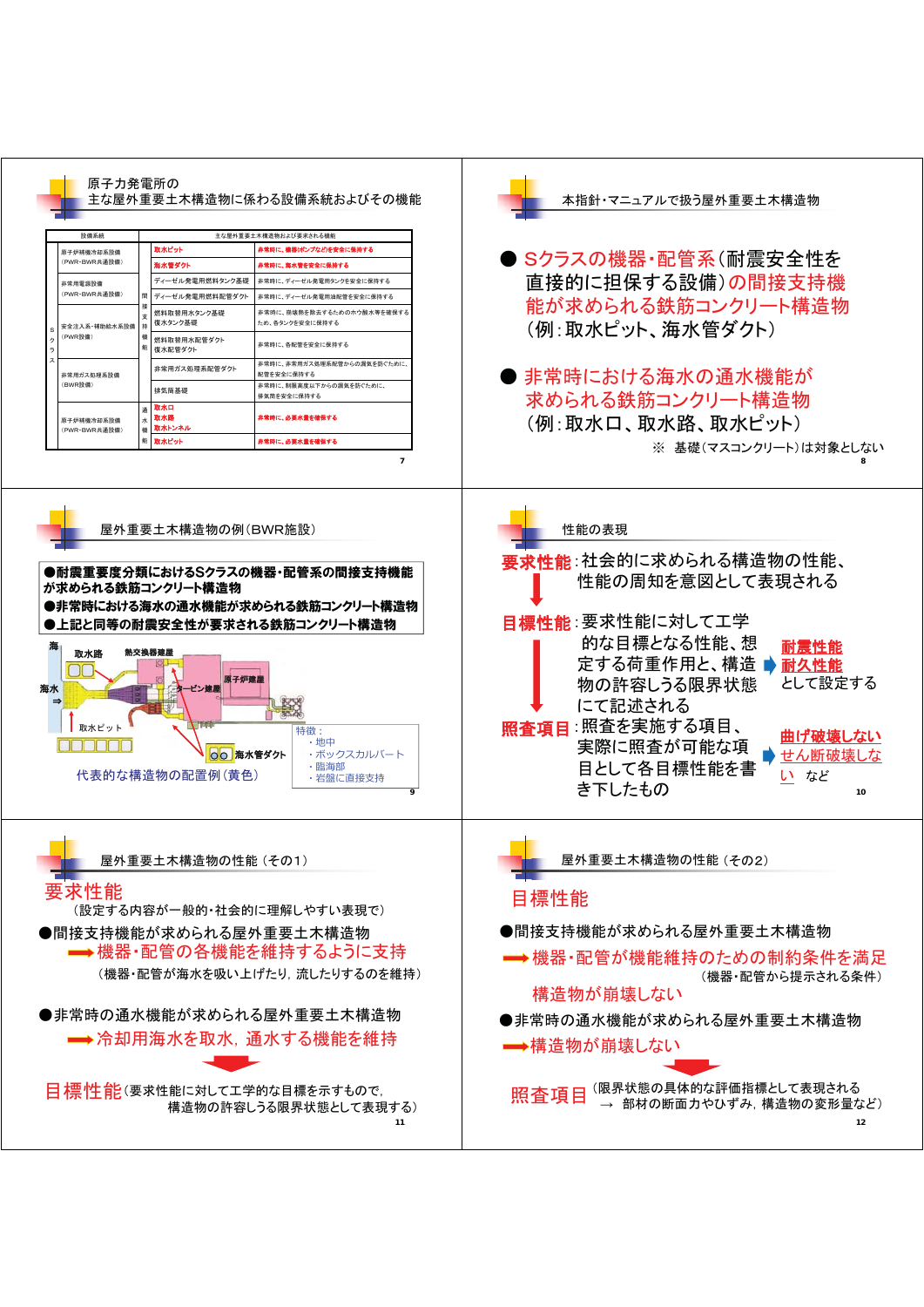## 原子力発電所の主な屋外重要土木構造物に係わる設備系統およびその機能

| | 設備系統 | | 主な屋外重要土木構造物 | 要求される機能 |
|---|---|---|---|---|
| Sクラス | 原子炉補機冷却系設備（PWR・BWR共通設備） | 間接支持機能 | 取水ピット | 非常時に、機器(ポンプなど)を安全に保持する |
| | | | 海水管ダクト | 非常時に、海水管を安全に保持する |
| | 非常用電源設備（PWR・BWR共通設備） | | ディーゼル発電用燃料タンク基礎 | 非常時に、ディーゼル発電用タンクを安全に保持する |
| | | | ディーゼル発電用燃料配管ダクト | 非常時に、ディーゼル発電用油配管を安全に保持する |
| | 安全注入系・補助給水系設備（PWR設備） | | 燃料取替用水タンク基礎<br>復水タンク基礎 | 非常時に、崩壊熱を除去するためのホウ酸水等を確保するため、各タンクを安全に保持する |
| | | | 燃料取替用水配管ダクト<br>復水配管ダクト | 非常時に、各配管を安全に保持する |
| | 非常用ガス処理系設備（BWR設備） | | 非常用ガス処理系配管ダクト | 非常時に、非常用ガス処理系配管からの漏洩を防ぐために、配管を安全に保持する |
| | | | 排気筒基礎 | 非常時に、制限高度以下からの漏洩を防ぐために、排気筒を安全に保持する |
| | 原子炉補機冷却系設備（PWR・BWR共通設備） | 通水機能 | 取水口<br>取水路<br>取水トンネル | 非常時に、必要水量を確保する |
| | | | 取水ピット | 非常時に、必要水量を確保する |

## 本指針・マニュアルで扱う屋外重要土木構造物

- Sクラスの機器・配管系（耐震安全性を直接的に担保する設備）の間接支持機能が求められる鉄筋コンクリート構造物
（例：取水ピット、海水管ダクト）

- 非常時における海水の通水機能が求められる鉄筋コンクリート構造物
（例：取水口、取水路、取水ピット）

※ 基礎（マスコンクリート）は対象としない

## 屋外重要土木構造物の例（BWR施設）

- **耐震重要度分類におけるSクラスの機器・配管系の間接支持機能が求められる鉄筋コンクリート構造物**
- **非常時における海水の通水機能が求められる鉄筋コンクリート構造物**
- **上記と同等の耐震安全性が要求される鉄筋コンクリート構造物**

海、海水⇒、取水路、熱交換器建屋、タービン建屋、原子炉建屋、取水ピット、海水管ダクト

特徴：
- 地中
- ボックスカルバート
- 臨海部
- 岩盤に直接支持

代表的な構造物の配置例（黄色）

## 性能の表現

**要求性能**：社会的に求められる構造物の性能、性能の周知を意図として表現される

↓

**目標性能**：要求性能に対して工学的な目標となる性能、想定する荷重作用と、構造物の許容しうる限界状態にて記述される ➡ 耐震性能、耐久性能として設定する

↓

**照査項目**：照査を実施する項目、実際に照査が可能な項目として各目標性能を書き下したもの ➡ 曲げ破壊しない、せん断破壊しない など

## 屋外重要土木構造物の性能（その1）

### 要求性能

（設定する内容が一般的・社会的に理解しやすい表現で）

●間接支持機能が求められる屋外重要土木構造物
➡ 機器・配管の各機能を維持するように支持
（機器・配管が海水を吸い上げたり，流したりするのを維持）

●非常時の通水機能が求められる屋外重要土木構造物
➡ 冷却用海水を取水，通水する機能を維持

⬇

**目標性能**（要求性能に対して工学的な目標を示すもので，構造物の許容しうる限界状態として表現する）

## 屋外重要土木構造物の性能（その2）

### 目標性能

●間接支持機能が求められる屋外重要土木構造物
➡ 機器・配管が機能維持のための制約条件を満足（機器・配管から提示される条件）
構造物が崩壊しない

●非常時の通水機能が求められる屋外重要土木構造物
➡ 構造物が崩壊しない

⬇

**照査項目**（限界状態の具体的な評価指標として表現される → 部材の断面力やひずみ，構造物の変形量など）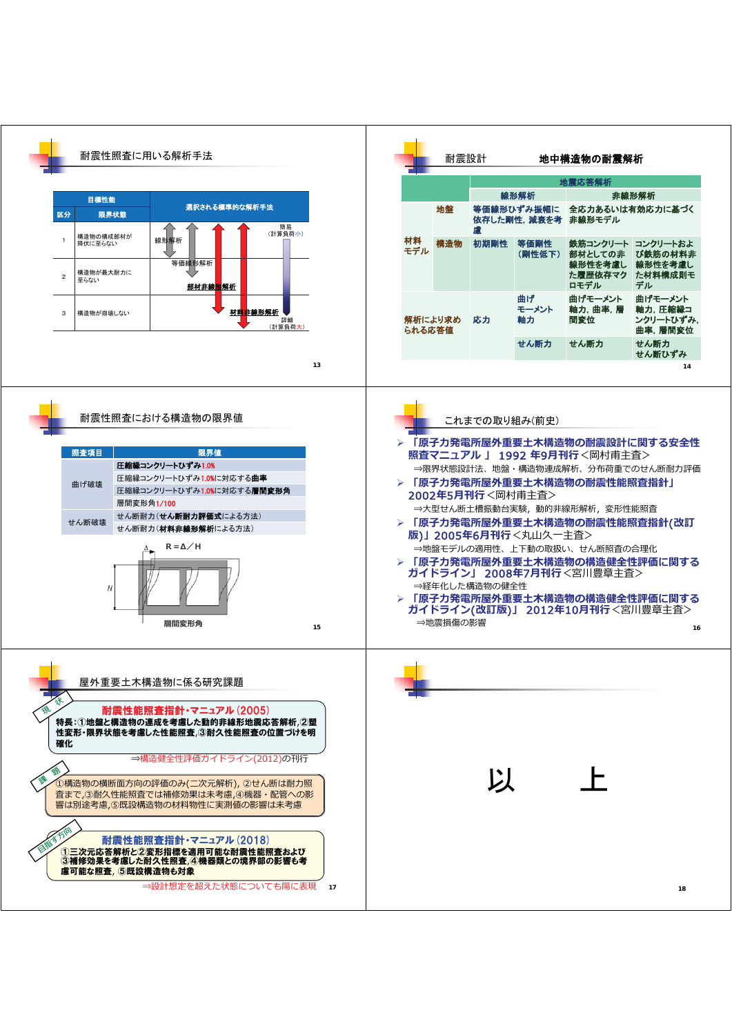## 耐震性照査に用いる解析手法

| 目標性能 | | 選択される標準的な解析手法 |
|---|---|---|
| 区分 | 限界状態 | |
| 1 | 構造物の構成部材が降伏に至らない | 線形解析 |
| 2 | 構造物が最大耐力に至らない | 等価線形解析 / 部材非線形解析 |
| 3 | 構造物が崩壊しない | 材料非線形解析 |

簡易（計算負荷小）

詳細（計算負荷大）

## 耐震設計　地中構造物の耐震解析

| | | | 地震応答解析 | | |
|---|---|---|---|---|---|
| | | | 線形解析 | 非線形解析 | |
| 材料モデル | 地盤 | 等価線形ひずみ振幅に依存した剛性，減衰を考慮 | | 全応力あるいは有効応力に基づく非線形モデル | |
| | 構造物 | 初期剛性 | 等価剛性（剛性低下） | 鉄筋コンクリート部材としての非線形性を考慮した履歴依存マクロモデル | コンクリートおよび鉄筋の材料非線形性を考慮した材料構成則モデル |
| 解析により求められる応答値 | 応力 | | 曲げモーメント軸力 | 曲げモーメント軸力，曲率，層間変位 | 曲げモーメント軸力，圧縮縁コンクリートひずみ，曲率，層間変位 |
| | | | せん断力 | せん断力 | せん断力 せん断ひずみ |

## 耐震性照査における構造物の限界値

| 照査項目 | 限界値 |
|---|---|
| 曲げ破壊 | 圧縮縁コンクリートひずみ1.0% |
| | 圧縮縁コンクリートひずみ1.0%に対応する曲率 |
| | 圧縮縁コンクリートひずみ1.0%に対応する層間変形角 |
| | 層間変形角1/100 |
| せん断破壊 | せん断耐力（せん断耐力評価式による方法） |
| | せん断耐力（材料非線形解析による方法） |

R＝Δ／H

Δ

H

層間変形角

## これまでの取り組み(前史)

- 「原子力発電所屋外重要土木構造物の耐震設計に関する安全性照査マニュアル 」 1992 年9月刊行＜岡村甫主査＞
  ⇒限界状態設計法、地盤・構造物連成解析、分布荷重でのせん断耐力評価
- 「原子力発電所屋外重要土木構造物の耐震性能照査指針」2002年5月刊行＜岡村甫主査＞
  ⇒大型せん断土槽振動台実験，動的非線形解析，変形性能照査
- 「原子力発電所屋外重要土木構造物の耐震性能照査指針(改訂版)」2005年6月刊行＜丸山久一主査＞
  ⇒地盤モデルの適用性、上下動の取扱い、せん断照査の合理化
- 「原子力発電所屋外重要土木構造物の構造健全性評価に関するガイドライン」 2008年7月刊行＜宮川豊章主査＞
  ⇒経年化した構造物の健全性
- 「原子力発電所屋外重要土木構造物の構造健全性評価に関するガイドライン(改訂版)」 2012年10月刊行＜宮川豊章主査＞
  ⇒地震損傷の影響

## 屋外重要土木構造物に係る研究課題

**現状**

**耐震性能照査指針・マニュアル (2005)**

**特長：①地盤と構造物の連成を考慮した動的非線形地震応答解析,②塑性変形・限界状態を考慮した性能照査,③耐久性能照査の位置づけを明確化**

⇒構造健全性評価ガイドライン(2012)の刊行

**課題**

①構造物の横断面方向の評価のみ(二次元解析)，②せん断は耐力照査まで,③耐久性能照査では補修効果は未考慮,④機器・配管への影響は別途考慮,⑤既設構造物の材料物性に実測値の影響は未考慮

**目指す方向**

**耐震性能照査指針・マニュアル (2018)**

**①三次元応答解析と②変形指標を適用可能な耐震性能照査および③補修効果を考慮した耐久性照査,④機器類との境界部の影響も考慮可能な照査，⑤既設構造物も対象**

⇒設計想定を超えた状態についても陽に表現

以　上